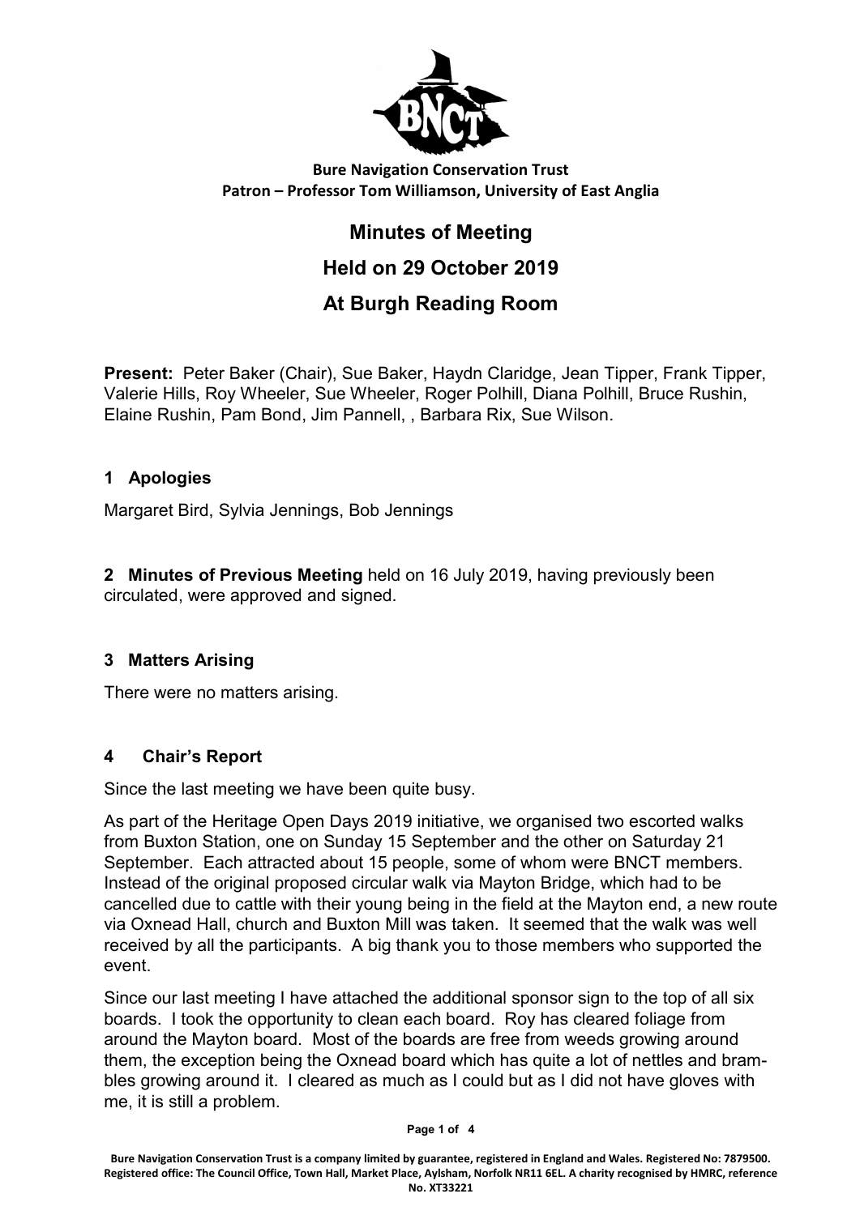**Bure Navigation Conservation Trust**
**Patron – Professor Tom Williamson, University of East Anglia**

# Minutes of Meeting

## Held on 29 October 2019

## At Burgh Reading Room

**Present:** Peter Baker (Chair), Sue Baker, Haydn Claridge, Jean Tipper, Frank Tipper, Valerie Hills, Roy Wheeler, Sue Wheeler, Roger Polhill, Diana Polhill, Bruce Rushin, Elaine Rushin, Pam Bond, Jim Pannell, , Barbara Rix, Sue Wilson.

### 1 Apologies

Margaret Bird, Sylvia Jennings, Bob Jennings

**2 Minutes of Previous Meeting** held on 16 July 2019, having previously been circulated, were approved and signed.

### 3 Matters Arising

There were no matters arising.

### 4 Chair's Report

Since the last meeting we have been quite busy.

As part of the Heritage Open Days 2019 initiative, we organised two escorted walks from Buxton Station, one on Sunday 15 September and the other on Saturday 21 September. Each attracted about 15 people, some of whom were BNCT members. Instead of the original proposed circular walk via Mayton Bridge, which had to be cancelled due to cattle with their young being in the field at the Mayton end, a new route via Oxnead Hall, church and Buxton Mill was taken. It seemed that the walk was well received by all the participants. A big thank you to those members who supported the event.

Since our last meeting I have attached the additional sponsor sign to the top of all six boards. I took the opportunity to clean each board. Roy has cleared foliage from around the Mayton board. Most of the boards are free from weeds growing around them, the exception being the Oxnead board which has quite a lot of nettles and brambles growing around it. I cleared as much as I could but as I did not have gloves with me, it is still a problem.

Bure Navigation Conservation Trust is a company limited by guarantee, registered in England and Wales. Registered No: 7879500. Registered office: The Council Office, Town Hall, Market Place, Aylsham, Norfolk NR11 6EL. A charity recognised by HMRC, reference No. XT33221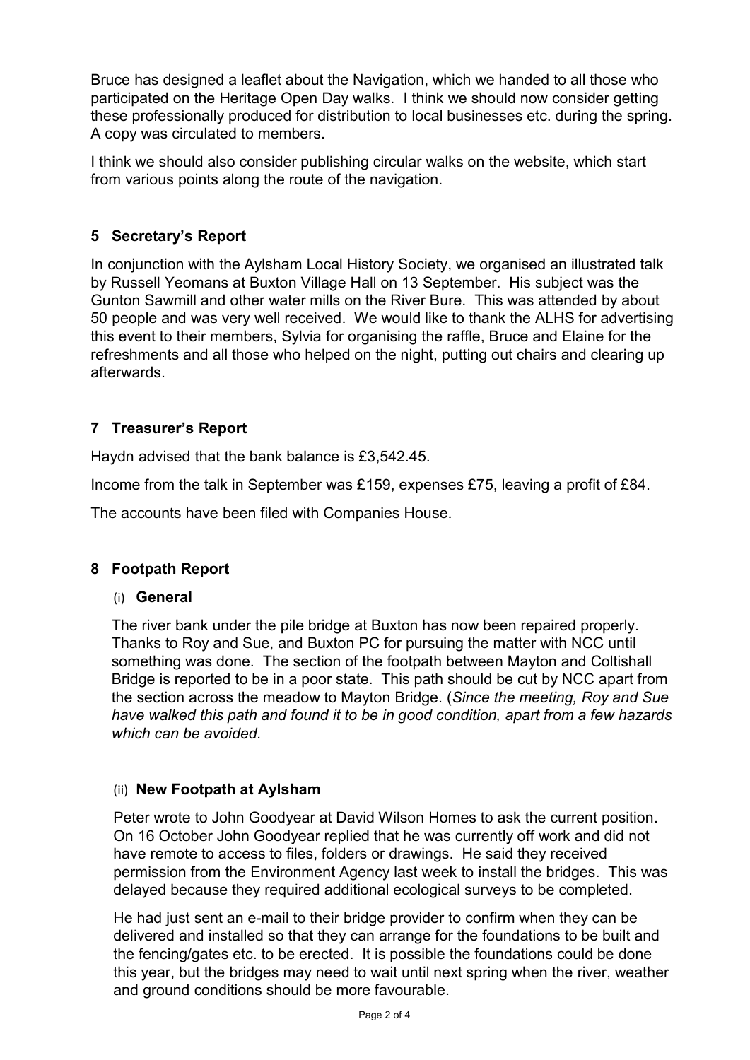Bruce has designed a leaflet about the Navigation, which we handed to all those who participated on the Heritage Open Day walks. I think we should now consider getting these professionally produced for distribution to local businesses etc. during the spring. A copy was circulated to members.

I think we should also consider publishing circular walks on the website, which start from various points along the route of the navigation.

## 5 Secretary's Report

In conjunction with the Aylsham Local History Society, we organised an illustrated talk by Russell Yeomans at Buxton Village Hall on 13 September. His subject was the Gunton Sawmill and other water mills on the River Bure. This was attended by about 50 people and was very well received. We would like to thank the ALHS for advertising this event to their members, Sylvia for organising the raffle, Bruce and Elaine for the refreshments and all those who helped on the night, putting out chairs and clearing up afterwards.

## 7 Treasurer's Report

Haydn advised that the bank balance is £3,542.45.

Income from the talk in September was £159, expenses £75, leaving a profit of £84.

The accounts have been filed with Companies House.

## 8 Footpath Report

### (i) General

The river bank under the pile bridge at Buxton has now been repaired properly. Thanks to Roy and Sue, and Buxton PC for pursuing the matter with NCC until something was done. The section of the footpath between Mayton and Coltishall Bridge is reported to be in a poor state. This path should be cut by NCC apart from the section across the meadow to Mayton Bridge. (*Since the meeting, Roy and Sue have walked this path and found it to be in good condition, apart from a few hazards which can be avoided.*

### (ii) New Footpath at Aylsham

Peter wrote to John Goodyear at David Wilson Homes to ask the current position. On 16 October John Goodyear replied that he was currently off work and did not have remote to access to files, folders or drawings. He said they received permission from the Environment Agency last week to install the bridges. This was delayed because they required additional ecological surveys to be completed.

He had just sent an e-mail to their bridge provider to confirm when they can be delivered and installed so that they can arrange for the foundations to be built and the fencing/gates etc. to be erected. It is possible the foundations could be done this year, but the bridges may need to wait until next spring when the river, weather and ground conditions should be more favourable.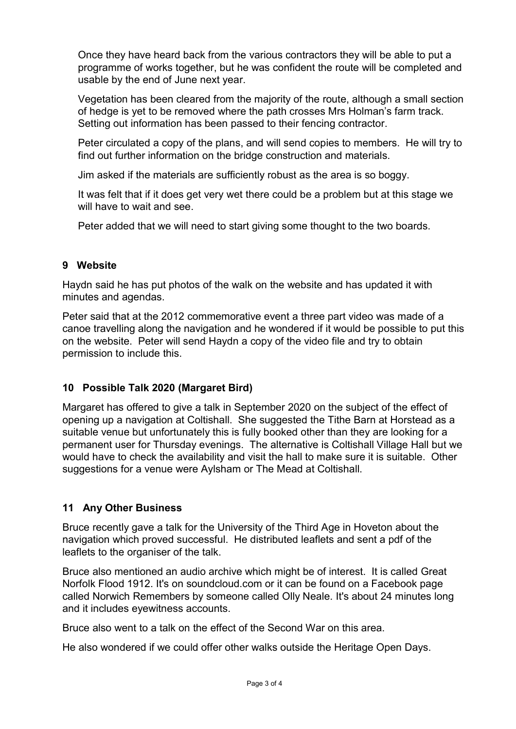Once they have heard back from the various contractors they will be able to put a programme of works together, but he was confident the route will be completed and usable by the end of June next year.

Vegetation has been cleared from the majority of the route, although a small section of hedge is yet to be removed where the path crosses Mrs Holman's farm track. Setting out information has been passed to their fencing contractor.

Peter circulated a copy of the plans, and will send copies to members. He will try to find out further information on the bridge construction and materials.

Jim asked if the materials are sufficiently robust as the area is so boggy.

It was felt that if it does get very wet there could be a problem but at this stage we will have to wait and see.

Peter added that we will need to start giving some thought to the two boards.

## 9 Website

Haydn said he has put photos of the walk on the website and has updated it with minutes and agendas.

Peter said that at the 2012 commemorative event a three part video was made of a canoe travelling along the navigation and he wondered if it would be possible to put this on the website. Peter will send Haydn a copy of the video file and try to obtain permission to include this.

## 10 Possible Talk 2020 (Margaret Bird)

Margaret has offered to give a talk in September 2020 on the subject of the effect of opening up a navigation at Coltishall. She suggested the Tithe Barn at Horstead as a suitable venue but unfortunately this is fully booked other than they are looking for a permanent user for Thursday evenings. The alternative is Coltishall Village Hall but we would have to check the availability and visit the hall to make sure it is suitable. Other suggestions for a venue were Aylsham or The Mead at Coltishall.

## 11 Any Other Business

Bruce recently gave a talk for the University of the Third Age in Hoveton about the navigation which proved successful. He distributed leaflets and sent a pdf of the leaflets to the organiser of the talk.

Bruce also mentioned an audio archive which might be of interest. It is called Great Norfolk Flood 1912. It's on soundcloud.com or it can be found on a Facebook page called Norwich Remembers by someone called Olly Neale. It's about 24 minutes long and it includes eyewitness accounts.

Bruce also went to a talk on the effect of the Second War on this area.

He also wondered if we could offer other walks outside the Heritage Open Days.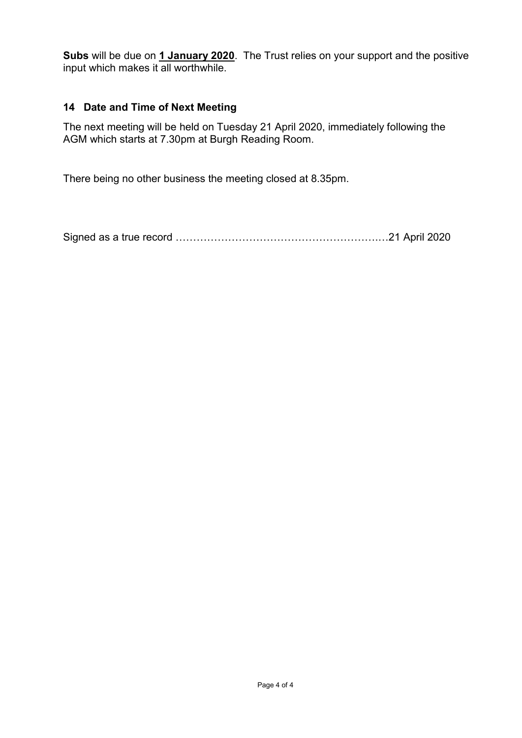**Subs** will be due on **1 January 2020**. The Trust relies on your support and the positive input which makes it all worthwhile.

### 14 Date and Time of Next Meeting

The next meeting will be held on Tuesday 21 April 2020, immediately following the AGM which starts at 7.30pm at Burgh Reading Room.

There being no other business the meeting closed at 8.35pm.

Signed as a true record ……………………………………………………21 April 2020